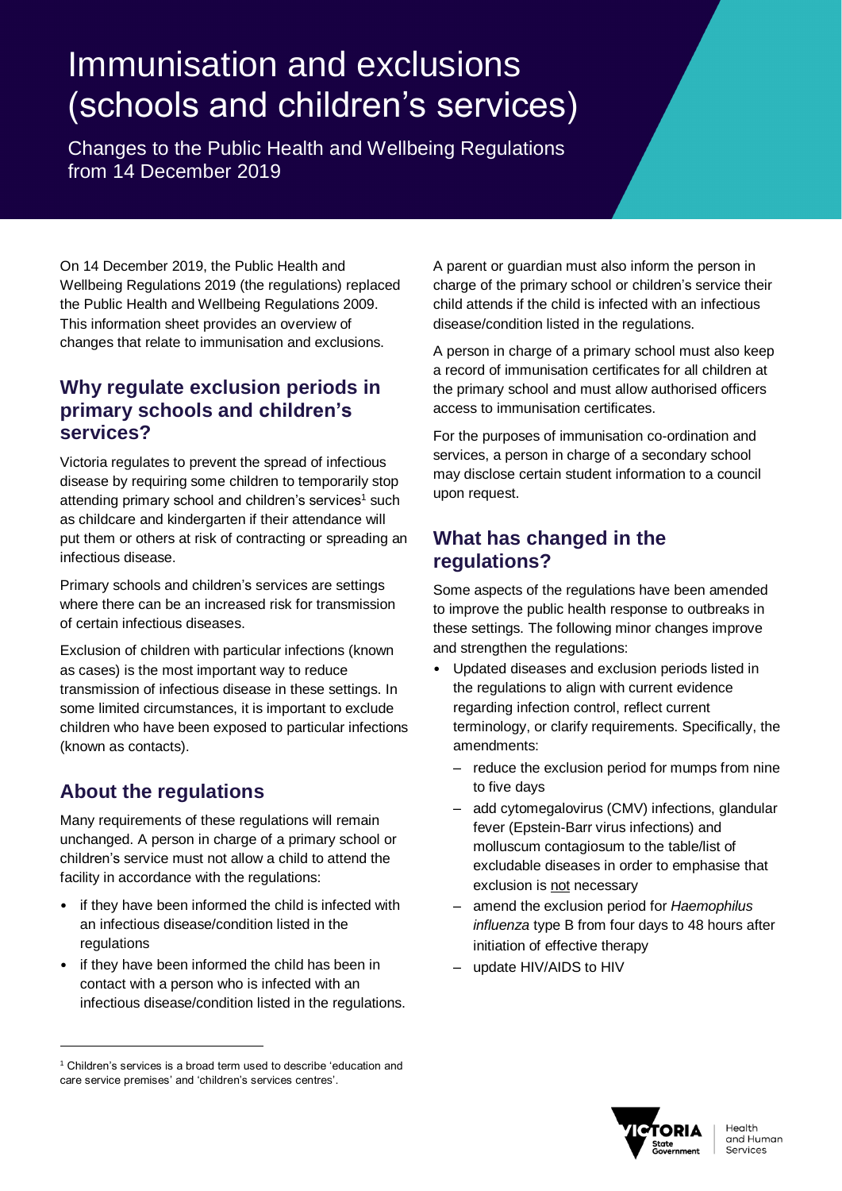# Immunisation and exclusions (schools and children's services)

Changes to the Public Health and Wellbeing Regulations from 14 December 2019

On 14 December 2019, the Public Health and Wellbeing Regulations 2019 (the regulations) replaced the Public Health and Wellbeing Regulations 2009. This information sheet provides an overview of changes that relate to immunisation and exclusions.

## Why regulate exclusion periods in primary schools and children's services?

Victoria regulates to prevent the spread of infectious disease by requiring some children to temporarily stop attending primary school and children's services[1] such as childcare and kindergarten if their attendance will put them or others at risk of contracting or spreading an infectious disease.

Primary schools and children's services are settings where there can be an increased risk for transmission of certain infectious diseases.

Exclusion of children with particular infections (known as cases) is the most important way to reduce transmission of infectious disease in these settings. In some limited circumstances, it is important to exclude children who have been exposed to particular infections (known as contacts).

## About the regulations

Many requirements of these regulations will remain unchanged. A person in charge of a primary school or children's service must not allow a child to attend the facility in accordance with the regulations:

- if they have been informed the child is infected with an infectious disease/condition listed in the regulations
- if they have been informed the child has been in contact with a person who is infected with an infectious disease/condition listed in the regulations.

A parent or guardian must also inform the person in charge of the primary school or children's service their child attends if the child is infected with an infectious disease/condition listed in the regulations.

A person in charge of a primary school must also keep a record of immunisation certificates for all children at the primary school and must allow authorised officers access to immunisation certificates.

For the purposes of immunisation co-ordination and services, a person in charge of a secondary school may disclose certain student information to a council upon request.

## What has changed in the regulations?

Some aspects of the regulations have been amended to improve the public health response to outbreaks in these settings. The following minor changes improve and strengthen the regulations:

- Updated diseases and exclusion periods listed in the regulations to align with current evidence regarding infection control, reflect current terminology, or clarify requirements. Specifically, the amendments:
  - reduce the exclusion period for mumps from nine to five days
  - add cytomegalovirus (CMV) infections, glandular fever (Epstein-Barr virus infections) and molluscum contagiosum to the table/list of excludable diseases in order to emphasise that exclusion is <u>not</u> necessary
  - amend the exclusion period for *Haemophilus influenza* type B from four days to 48 hours after initiation of effective therapy
  - update HIV/AIDS to HIV

[1] Children's services is a broad term used to describe 'education and care service premises' and 'children's services centres'.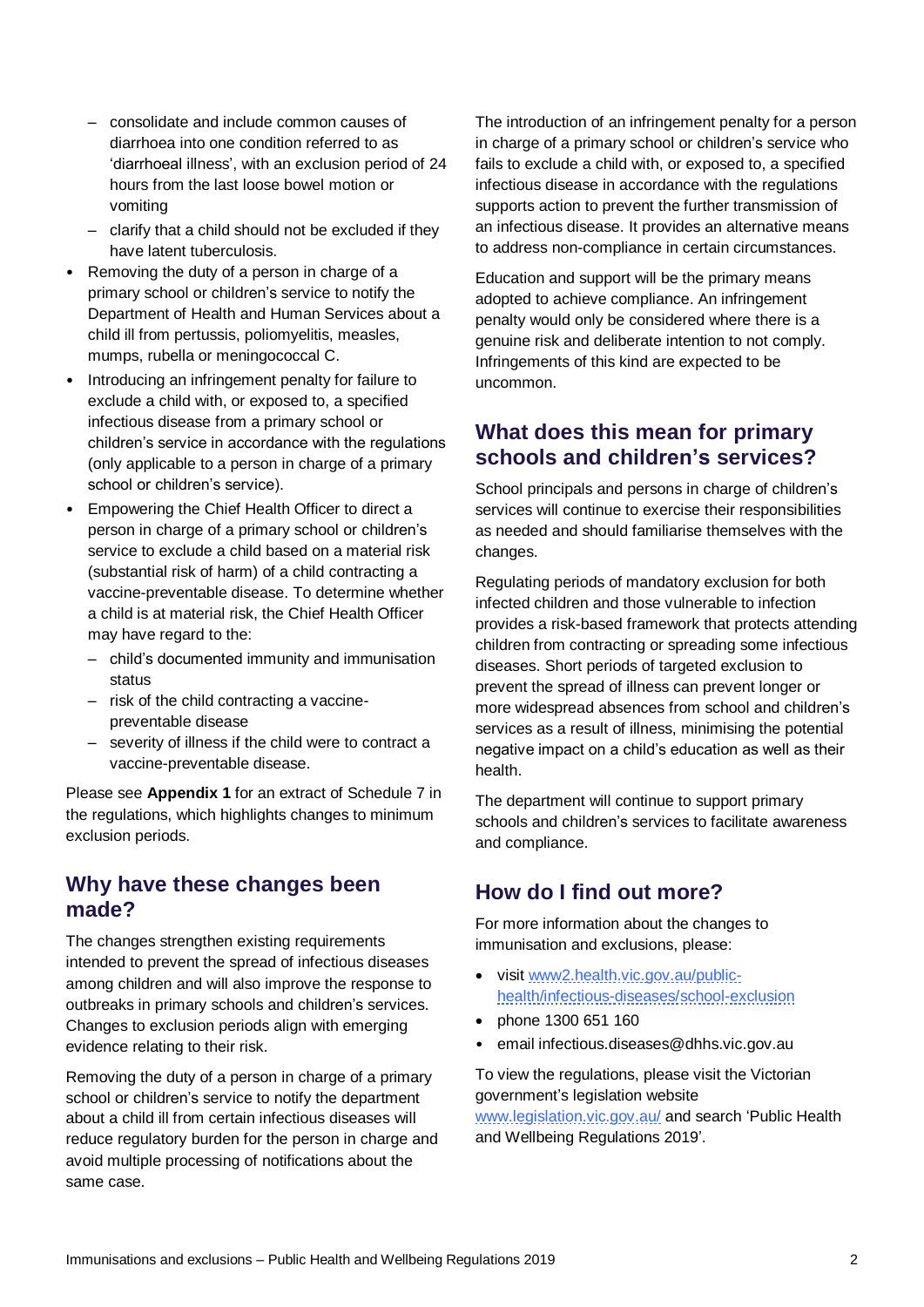- consolidate and include common causes of diarrhoea into one condition referred to as 'diarrhoeal illness', with an exclusion period of 24 hours from the last loose bowel motion or vomiting
  - clarify that a child should not be excluded if they have latent tuberculosis.
- Removing the duty of a person in charge of a primary school or children's service to notify the Department of Health and Human Services about a child ill from pertussis, poliomyelitis, measles, mumps, rubella or meningococcal C.
- Introducing an infringement penalty for failure to exclude a child with, or exposed to, a specified infectious disease from a primary school or children's service in accordance with the regulations (only applicable to a person in charge of a primary school or children's service).
- Empowering the Chief Health Officer to direct a person in charge of a primary school or children's service to exclude a child based on a material risk (substantial risk of harm) of a child contracting a vaccine-preventable disease. To determine whether a child is at material risk, the Chief Health Officer may have regard to the:
  - child's documented immunity and immunisation status
  - risk of the child contracting a vaccine-preventable disease
  - severity of illness if the child were to contract a vaccine-preventable disease.

Please see **Appendix 1** for an extract of Schedule 7 in the regulations, which highlights changes to minimum exclusion periods.

## Why have these changes been made?

The changes strengthen existing requirements intended to prevent the spread of infectious diseases among children and will also improve the response to outbreaks in primary schools and children's services. Changes to exclusion periods align with emerging evidence relating to their risk.

Removing the duty of a person in charge of a primary school or children's service to notify the department about a child ill from certain infectious diseases will reduce regulatory burden for the person in charge and avoid multiple processing of notifications about the same case.

The introduction of an infringement penalty for a person in charge of a primary school or children's service who fails to exclude a child with, or exposed to, a specified infectious disease in accordance with the regulations supports action to prevent the further transmission of an infectious disease. It provides an alternative means to address non-compliance in certain circumstances.

Education and support will be the primary means adopted to achieve compliance. An infringement penalty would only be considered where there is a genuine risk and deliberate intention to not comply. Infringements of this kind are expected to be uncommon.

## What does this mean for primary schools and children's services?

School principals and persons in charge of children's services will continue to exercise their responsibilities as needed and should familiarise themselves with the changes.

Regulating periods of mandatory exclusion for both infected children and those vulnerable to infection provides a risk-based framework that protects attending children from contracting or spreading some infectious diseases. Short periods of targeted exclusion to prevent the spread of illness can prevent longer or more widespread absences from school and children's services as a result of illness, minimising the potential negative impact on a child's education as well as their health.

The department will continue to support primary schools and children's services to facilitate awareness and compliance.

## How do I find out more?

For more information about the changes to immunisation and exclusions, please:

- visit [www2.health.vic.gov.au/public-health/infectious-diseases/school-exclusion](www2.health.vic.gov.au/public-health/infectious-diseases/school-exclusion)
- phone 1300 651 160
- email infectious.diseases@dhhs.vic.gov.au

To view the regulations, please visit the Victorian government's legislation website [www.legislation.vic.gov.au/](www.legislation.vic.gov.au/) and search 'Public Health and Wellbeing Regulations 2019'.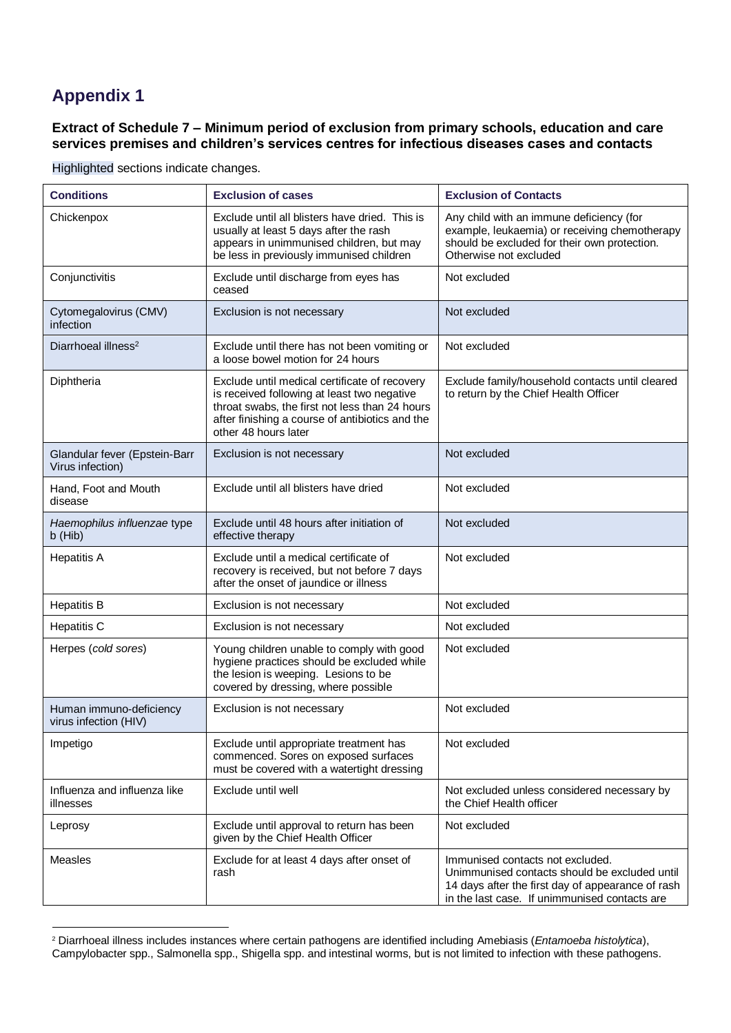# Appendix 1

**Extract of Schedule 7 – Minimum period of exclusion from primary schools, education and care services premises and children's services centres for infectious diseases cases and contacts**

Highlighted sections indicate changes.

| Conditions | Exclusion of cases | Exclusion of Contacts |
|---|---|---|
| Chickenpox | Exclude until all blisters have dried. This is usually at least 5 days after the rash appears in unimmunised children, but may be less in previously immunised children | Any child with an immune deficiency (for example, leukaemia) or receiving chemotherapy should be excluded for their own protection. Otherwise not excluded |
| Conjunctivitis | Exclude until discharge from eyes has ceased | Not excluded |
| Cytomegalovirus (CMV) infection | Exclusion is not necessary | Not excluded |
| Diarrhoeal illness[2] | Exclude until there has not been vomiting or a loose bowel motion for 24 hours | Not excluded |
| Diphtheria | Exclude until medical certificate of recovery is received following at least two negative throat swabs, the first not less than 24 hours after finishing a course of antibiotics and the other 48 hours later | Exclude family/household contacts until cleared to return by the Chief Health Officer |
| Glandular fever (Epstein-Barr Virus infection) | Exclusion is not necessary | Not excluded |
| Hand, Foot and Mouth disease | Exclude until all blisters have dried | Not excluded |
| *Haemophilus influenzae* type b (Hib) | Exclude until 48 hours after initiation of effective therapy | Not excluded |
| Hepatitis A | Exclude until a medical certificate of recovery is received, but not before 7 days after the onset of jaundice or illness | Not excluded |
| Hepatitis B | Exclusion is not necessary | Not excluded |
| Hepatitis C | Exclusion is not necessary | Not excluded |
| Herpes (*cold sores*) | Young children unable to comply with good hygiene practices should be excluded while the lesion is weeping. Lesions to be covered by dressing, where possible | Not excluded |
| Human immuno-deficiency virus infection (HIV) | Exclusion is not necessary | Not excluded |
| Impetigo | Exclude until appropriate treatment has commenced. Sores on exposed surfaces must be covered with a watertight dressing | Not excluded |
| Influenza and influenza like illnesses | Exclude until well | Not excluded unless considered necessary by the Chief Health officer |
| Leprosy | Exclude until approval to return has been given by the Chief Health Officer | Not excluded |
| Measles | Exclude for at least 4 days after onset of rash | Immunised contacts not excluded. Unimmunised contacts should be excluded until 14 days after the first day of appearance of rash in the last case. If unimmunised contacts are |

[2] Diarrhoeal illness includes instances where certain pathogens are identified including Amebiasis (*Entamoeba histolytica*), Campylobacter spp., Salmonella spp., Shigella spp. and intestinal worms, but is not limited to infection with these pathogens.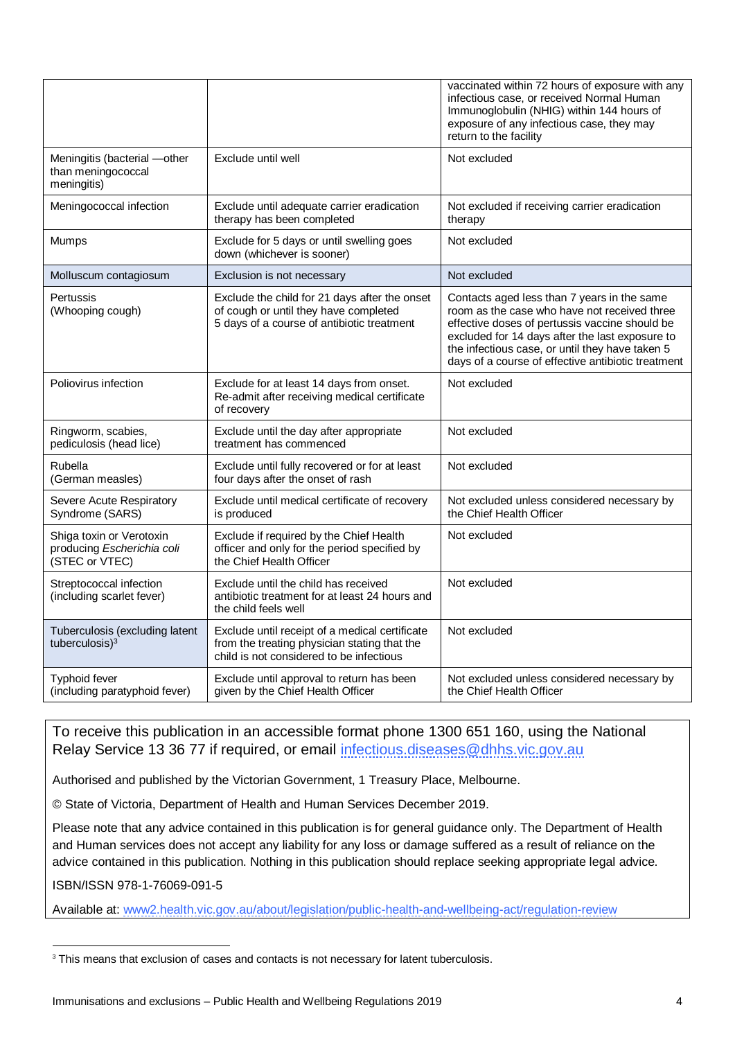| | | |
|---|---|---|
| | | vaccinated within 72 hours of exposure with any infectious case, or received Normal Human Immunoglobulin (NHIG) within 144 hours of exposure of any infectious case, they may return to the facility |
| Meningitis (bacterial —other than meningococcal meningitis) | Exclude until well | Not excluded |
| Meningococcal infection | Exclude until adequate carrier eradication therapy has been completed | Not excluded if receiving carrier eradication therapy |
| Mumps | Exclude for 5 days or until swelling goes down (whichever is sooner) | Not excluded |
| Molluscum contagiosum | Exclusion is not necessary | Not excluded |
| Pertussis (Whooping cough) | Exclude the child for 21 days after the onset of cough or until they have completed 5 days of a course of antibiotic treatment | Contacts aged less than 7 years in the same room as the case who have not received three effective doses of pertussis vaccine should be excluded for 14 days after the last exposure to the infectious case, or until they have taken 5 days of a course of effective antibiotic treatment |
| Poliovirus infection | Exclude for at least 14 days from onset. Re-admit after receiving medical certificate of recovery | Not excluded |
| Ringworm, scabies, pediculosis (head lice) | Exclude until the day after appropriate treatment has commenced | Not excluded |
| Rubella (German measles) | Exclude until fully recovered or for at least four days after the onset of rash | Not excluded |
| Severe Acute Respiratory Syndrome (SARS) | Exclude until medical certificate of recovery is produced | Not excluded unless considered necessary by the Chief Health Officer |
| Shiga toxin or Verotoxin producing *Escherichia coli* (STEC or VTEC) | Exclude if required by the Chief Health officer and only for the period specified by the Chief Health Officer | Not excluded |
| Streptococcal infection (including scarlet fever) | Exclude until the child has received antibiotic treatment for at least 24 hours and the child feels well | Not excluded |
| Tuberculosis (excluding latent tuberculosis)[3] | Exclude until receipt of a medical certificate from the treating physician stating that the child is not considered to be infectious | Not excluded |
| Typhoid fever (including paratyphoid fever) | Exclude until approval to return has been given by the Chief Health Officer | Not excluded unless considered necessary by the Chief Health Officer |

To receive this publication in an accessible format phone 1300 651 160, using the National Relay Service 13 36 77 if required, or email infectious.diseases@dhhs.vic.gov.au

Authorised and published by the Victorian Government, 1 Treasury Place, Melbourne.

© State of Victoria, Department of Health and Human Services December 2019.

Please note that any advice contained in this publication is for general guidance only. The Department of Health and Human services does not accept any liability for any loss or damage suffered as a result of reliance on the advice contained in this publication. Nothing in this publication should replace seeking appropriate legal advice.

ISBN/ISSN 978-1-76069-091-5

Available at: www2.health.vic.gov.au/about/legislation/public-health-and-wellbeing-act/regulation-review

[3] This means that exclusion of cases and contacts is not necessary for latent tuberculosis.